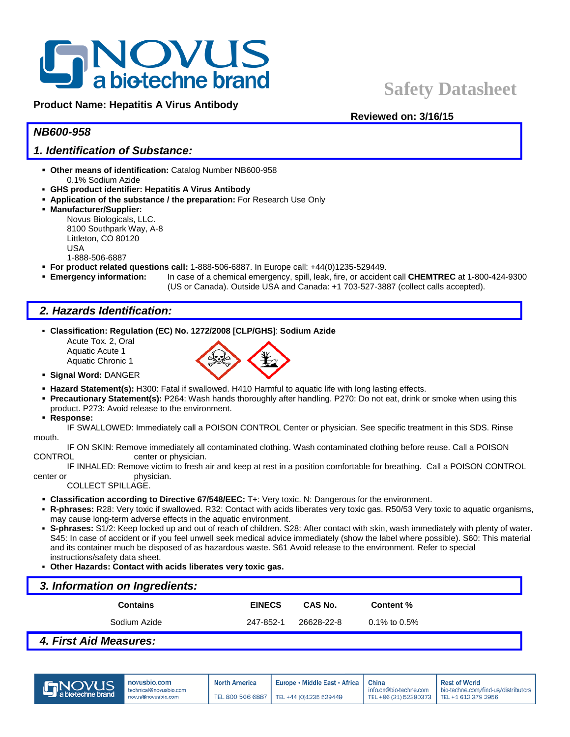**Product Name: Hepatitis A Virus Antibody**

**Safety Datasheet**

**Reviewed on: 3/16/15**

## *NB600-958*

## *1. Identification of Substance:*

- **Other means of identification:** Catalog Number NB600-958
  0.1% Sodium Azide
- **GHS product identifier: Hepatitis A Virus Antibody**
- **Application of the substance / the preparation:** For Research Use Only
- **Manufacturer/Supplier:**
  Novus Biologicals, LLC.
  8100 Southpark Way, A-8
  Littleton, CO 80120
  USA
  1-888-506-6887
- **For product related questions call:** 1-888-506-6887. In Europe call: +44(0)1235-529449.
- **Emergency information:** In case of a chemical emergency, spill, leak, fire, or accident call **CHEMTREC** at 1-800-424-9300 (US or Canada). Outside USA and Canada: +1 703-527-3887 (collect calls accepted).

## *2. Hazards Identification:*

- **Classification: Regulation (EC) No. 1272/2008 [CLP/GHS]**: **Sodium Azide**
  Acute Tox. 2, Oral
  Aquatic Acute 1
  Aquatic Chronic 1
- **Signal Word:** DANGER
- **Hazard Statement(s):** H300: Fatal if swallowed. H410 Harmful to aquatic life with long lasting effects.
- **Precautionary Statement(s):** P264: Wash hands thoroughly after handling. P270: Do not eat, drink or smoke when using this product. P273: Avoid release to the environment.
- **Response:**
  IF SWALLOWED: Immediately call a POISON CONTROL Center or physician. See specific treatment in this SDS. Rinse mouth.
  IF ON SKIN: Remove immediately all contaminated clothing. Wash contaminated clothing before reuse. Call a POISON CONTROL center or physician.
  IF INHALED: Remove victim to fresh air and keep at rest in a position comfortable for breathing. Call a POISON CONTROL center or physician.
  COLLECT SPILLAGE.
- **Classification according to Directive 67/548/EEC:** T+: Very toxic. N: Dangerous for the environment.
- **R-phrases:** R28: Very toxic if swallowed. R32: Contact with acids liberates very toxic gas. R50/53 Very toxic to aquatic organisms, may cause long-term adverse effects in the aquatic environment.
- **S-phrases:** S1/2: Keep locked up and out of reach of children. S28: After contact with skin, wash immediately with plenty of water. S45: In case of accident or if you feel unwell seek medical advice immediately (show the label where possible). S60: This material and its container much be disposed of as hazardous waste. S61 Avoid release to the environment. Refer to special instructions/safety data sheet.
- **Other Hazards: Contact with acids liberates very toxic gas.**

## *3. Information on Ingredients:*

| Contains | EINECS | CAS No. | Content % |
|---|---|---|---|
| Sodium Azide | 247-852-1 | 26628-22-8 | 0.1% to 0.5% |

## *4. First Aid Measures:*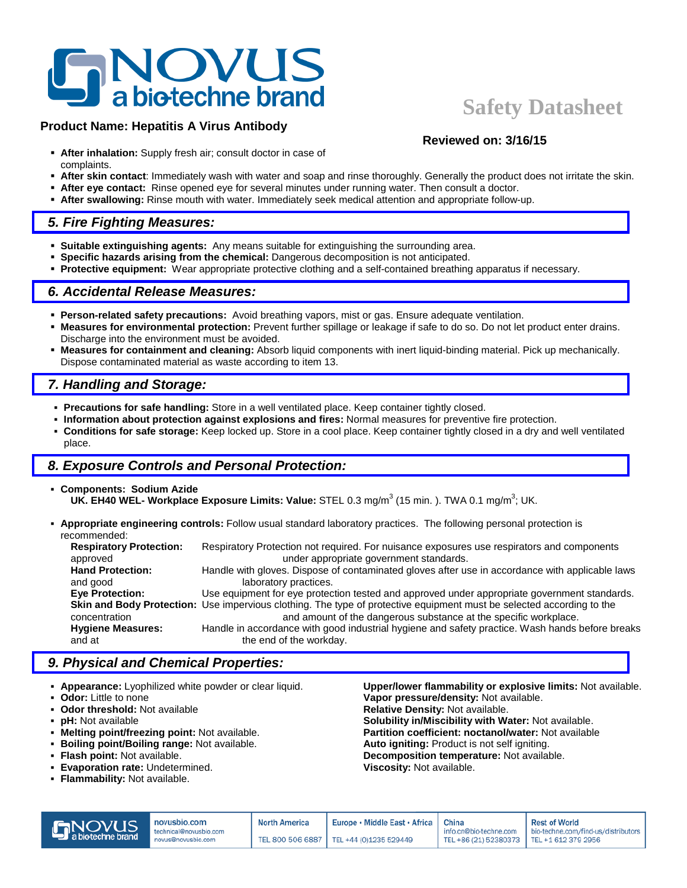**Product Name: Hepatitis A Virus Antibody**

**Safety Datasheet**

**Reviewed on: 3/16/15**

- **After inhalation:** Supply fresh air; consult doctor in case of complaints.
- **After skin contact**: Immediately wash with water and soap and rinse thoroughly. Generally the product does not irritate the skin.
- **After eye contact:** Rinse opened eye for several minutes under running water. Then consult a doctor.
- **After swallowing:** Rinse mouth with water. Immediately seek medical attention and appropriate follow-up.

## *5. Fire Fighting Measures:*

- **Suitable extinguishing agents:** Any means suitable for extinguishing the surrounding area.
- **Specific hazards arising from the chemical:** Dangerous decomposition is not anticipated.
- **Protective equipment:** Wear appropriate protective clothing and a self-contained breathing apparatus if necessary.

## *6. Accidental Release Measures:*

- **Person-related safety precautions:** Avoid breathing vapors, mist or gas. Ensure adequate ventilation.
- **Measures for environmental protection:** Prevent further spillage or leakage if safe to do so. Do not let product enter drains. Discharge into the environment must be avoided.
- **Measures for containment and cleaning:** Absorb liquid components with inert liquid-binding material. Pick up mechanically. Dispose contaminated material as waste according to item 13.

## *7. Handling and Storage:*

- **Precautions for safe handling:** Store in a well ventilated place. Keep container tightly closed.
- **Information about protection against explosions and fires:** Normal measures for preventive fire protection.
- **Conditions for safe storage:** Keep locked up. Store in a cool place. Keep container tightly closed in a dry and well ventilated place.

## *8. Exposure Controls and Personal Protection:*

- **Components: Sodium Azide**
  **UK. EH40 WEL- Workplace Exposure Limits: Value:** STEL 0.3 mg/m$^3$ (15 min. ). TWA 0.1 mg/m$^3$; UK.

- **Appropriate engineering controls:** Follow usual standard laboratory practices. The following personal protection is recommended:
  - **Respiratory Protection:** Respiratory Protection not required. For nuisance exposures use respirators and components approved under appropriate government standards.
  - **Hand Protection:** Handle with gloves. Dispose of contaminated gloves after use in accordance with applicable laws and good laboratory practices.
  - **Eye Protection:** Use equipment for eye protection tested and approved under appropriate government standards.
  - **Skin and Body Protection:** Use impervious clothing. The type of protective equipment must be selected according to the concentration and amount of the dangerous substance at the specific workplace.
  - **Hygiene Measures:** Handle in accordance with good industrial hygiene and safety practice. Wash hands before breaks and at the end of the workday.

## *9. Physical and Chemical Properties:*

- **Appearance:** Lyophilized white powder or clear liquid.
- **Odor:** Little to none
- **Odor threshold:** Not available
- **pH:** Not available
- **Melting point/freezing point:** Not available.
- **Boiling point/Boiling range:** Not available.
- **Flash point:** Not available.
- **Evaporation rate:** Undetermined.
- **Flammability:** Not available.
- **Upper/lower flammability or explosive limits:** Not available.
- **Vapor pressure/density:** Not available.
- **Relative Density:** Not available.
- **Solubility in/Miscibility with Water:** Not available.
- **Partition coefficient: noctanol/water:** Not available
- **Auto igniting:** Product is not self igniting.
- **Decomposition temperature:** Not available.
- **Viscosity:** Not available.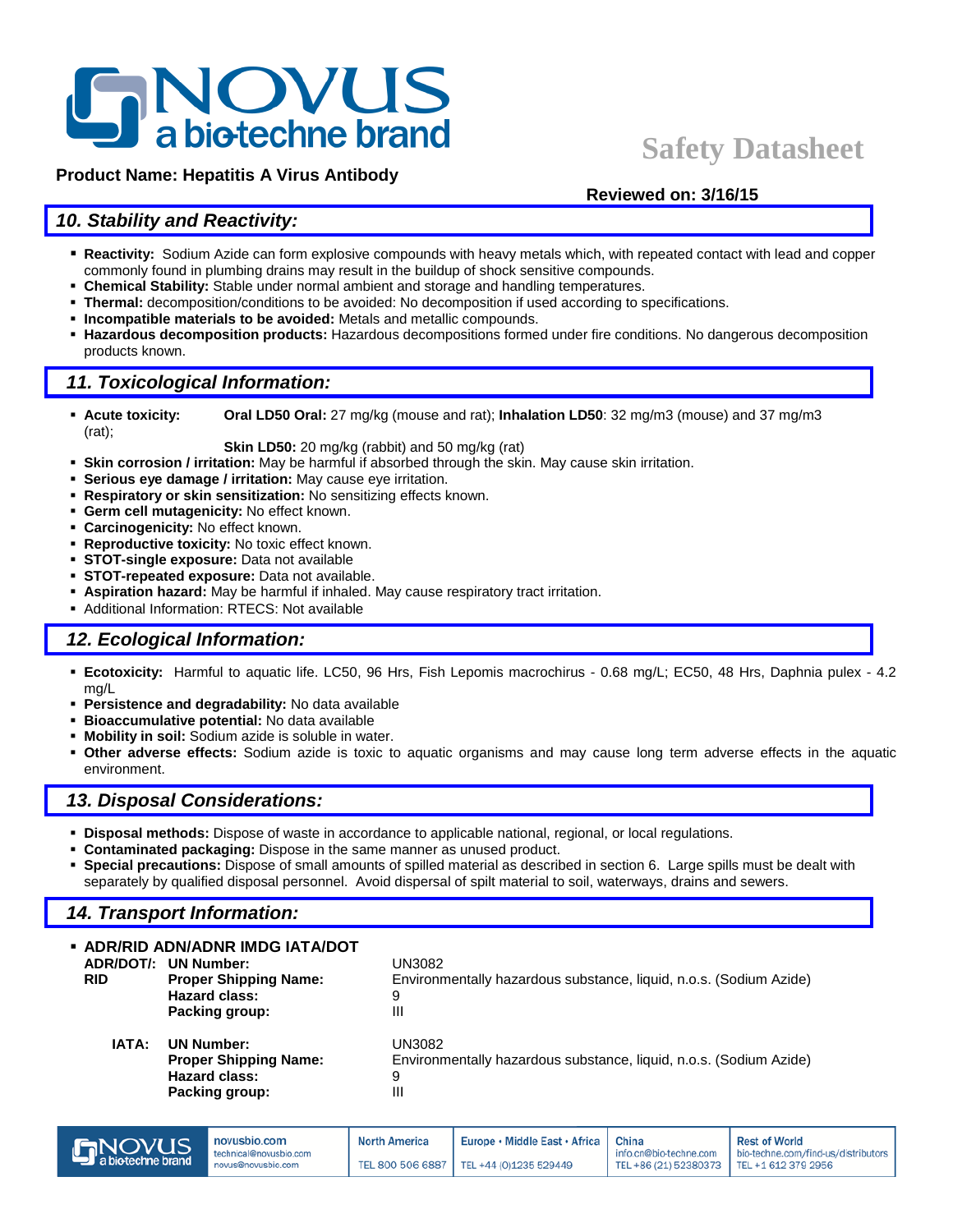**Product Name: Hepatitis A Virus Antibody**

**Reviewed on: 3/16/15**

## *10. Stability and Reactivity:*

- **Reactivity:** Sodium Azide can form explosive compounds with heavy metals which, with repeated contact with lead and copper commonly found in plumbing drains may result in the buildup of shock sensitive compounds.
- **Chemical Stability:** Stable under normal ambient and storage and handling temperatures.
- **Thermal:** decomposition/conditions to be avoided: No decomposition if used according to specifications.
- **Incompatible materials to be avoided:** Metals and metallic compounds.
- **Hazardous decomposition products:** Hazardous decompositions formed under fire conditions. No dangerous decomposition products known.

## *11. Toxicological Information:*

- **Acute toxicity:** **Oral LD50 Oral:** 27 mg/kg (mouse and rat); **Inhalation LD50**: 32 mg/m3 (mouse) and 37 mg/m3 (rat);
  **Skin LD50:** 20 mg/kg (rabbit) and 50 mg/kg (rat)
- **Skin corrosion / irritation:** May be harmful if absorbed through the skin. May cause skin irritation.
- **Serious eye damage / irritation:** May cause eye irritation.
- **Respiratory or skin sensitization:** No sensitizing effects known.
- **Germ cell mutagenicity:** No effect known.
- **Carcinogenicity:** No effect known.
- **Reproductive toxicity:** No toxic effect known.
- **STOT-single exposure:** Data not available
- **STOT-repeated exposure:** Data not available.
- **Aspiration hazard:** May be harmful if inhaled. May cause respiratory tract irritation.
- Additional Information: RTECS: Not available

## *12. Ecological Information:*

- **Ecotoxicity:** Harmful to aquatic life. LC50, 96 Hrs, Fish Lepomis macrochirus - 0.68 mg/L; EC50, 48 Hrs, Daphnia pulex - 4.2 mg/L
- **Persistence and degradability:** No data available
- **Bioaccumulative potential:** No data available
- **Mobility in soil:** Sodium azide is soluble in water.
- **Other adverse effects:** Sodium azide is toxic to aquatic organisms and may cause long term adverse effects in the aquatic environment.

## *13. Disposal Considerations:*

- **Disposal methods:** Dispose of waste in accordance to applicable national, regional, or local regulations.
- **Contaminated packaging:** Dispose in the same manner as unused product.
- **Special precautions:** Dispose of small amounts of spilled material as described in section 6. Large spills must be dealt with separately by qualified disposal personnel. Avoid dispersal of spilt material to soil, waterways, drains and sewers.

## *14. Transport Information:*

- **ADR/RID ADN/ADNR IMDG IATA/DOT**

| | | |
|---|---|---|
| **ADR/DOT/: RID** | **UN Number:** | UN3082 |
| | **Proper Shipping Name:** | Environmentally hazardous substance, liquid, n.o.s. (Sodium Azide) |
| | **Hazard class:** | 9 |
| | **Packing group:** | III |
| **IATA:** | **UN Number:** | UN3082 |
| | **Proper Shipping Name:** | Environmentally hazardous substance, liquid, n.o.s. (Sodium Azide) |
| | **Hazard class:** | 9 |
| | **Packing group:** | III |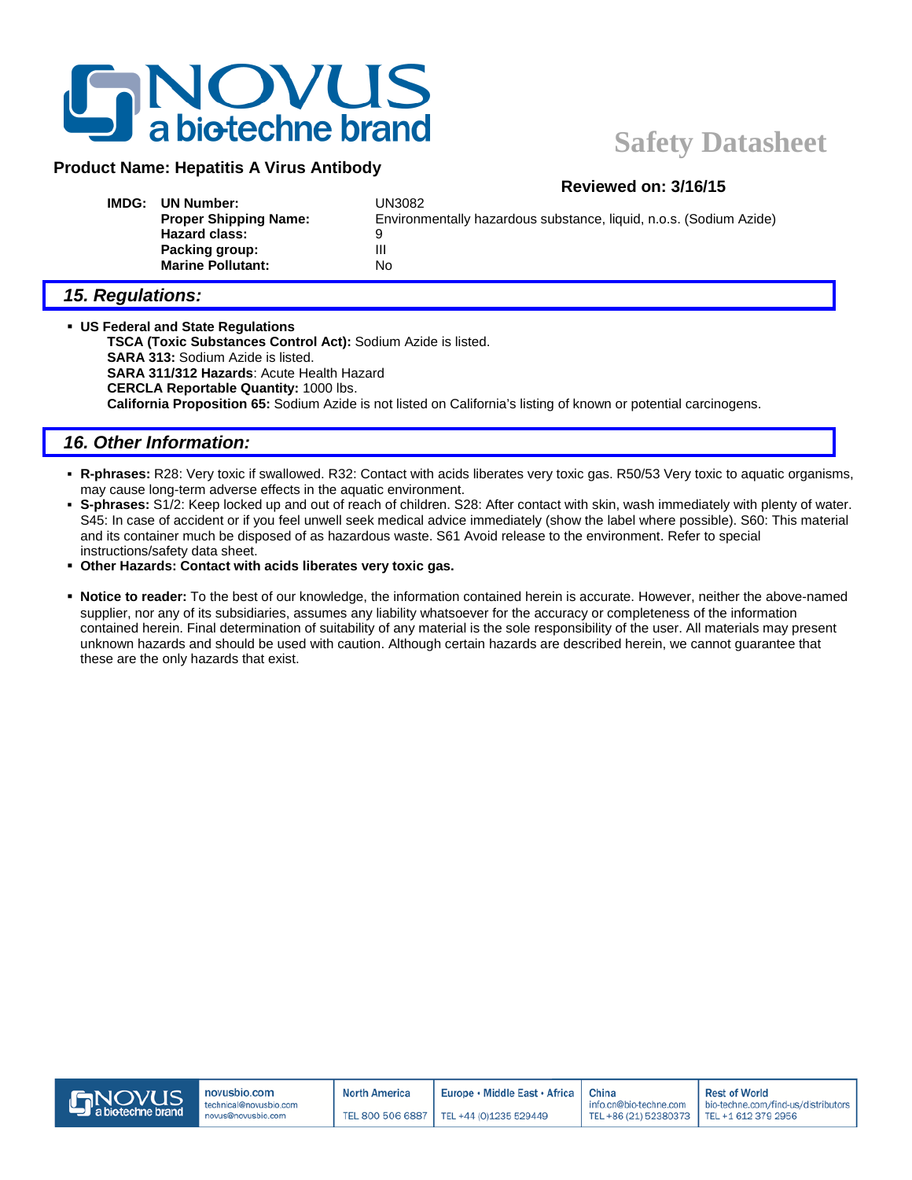**Product Name: Hepatitis A Virus Antibody**

**Reviewed on: 3/16/15**

| | | |
|---|---|---|
| **IMDG:** | **UN Number:** | UN3082 |
| | **Proper Shipping Name:** | Environmentally hazardous substance, liquid, n.o.s. (Sodium Azide) |
| | **Hazard class:** | 9 |
| | **Packing group:** | III |
| | **Marine Pollutant:** | No |

## *15. Regulations:*

- **US Federal and State Regulations**
  - **TSCA (Toxic Substances Control Act):** Sodium Azide is listed.
  - **SARA 313:** Sodium Azide is listed.
  - **SARA 311/312 Hazards**: Acute Health Hazard
  - **CERCLA Reportable Quantity:** 1000 lbs.
  - **California Proposition 65:** Sodium Azide is not listed on California's listing of known or potential carcinogens.

## *16. Other Information:*

- **R-phrases:** R28: Very toxic if swallowed. R32: Contact with acids liberates very toxic gas. R50/53 Very toxic to aquatic organisms, may cause long-term adverse effects in the aquatic environment.
- **S-phrases:** S1/2: Keep locked up and out of reach of children. S28: After contact with skin, wash immediately with plenty of water. S45: In case of accident or if you feel unwell seek medical advice immediately (show the label where possible). S60: This material and its container much be disposed of as hazardous waste. S61 Avoid release to the environment. Refer to special instructions/safety data sheet.
- **Other Hazards: Contact with acids liberates very toxic gas.**

- **Notice to reader:** To the best of our knowledge, the information contained herein is accurate. However, neither the above-named supplier, nor any of its subsidiaries, assumes any liability whatsoever for the accuracy or completeness of the information contained herein. Final determination of suitability of any material is the sole responsibility of the user. All materials may present unknown hazards and should be used with caution. Although certain hazards are described herein, we cannot guarantee that these are the only hazards that exist.